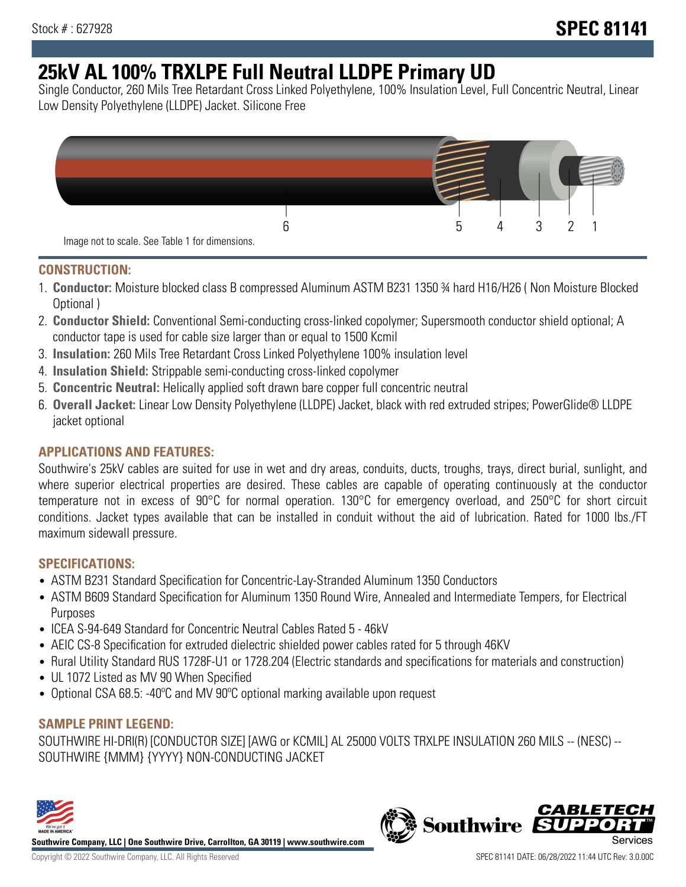Stock # : 627928

# SPEC 81141

# 25kV AL 100% TRXLPE Full Neutral LLDPE Primary UD

Single Conductor, 260 Mils Tree Retardant Cross Linked Polyethylene, 100% Insulation Level, Full Concentric Neutral, Linear Low Density Polyethylene (LLDPE) Jacket. Silicone Free

6 5 4 3 2 1

Image not to scale. See Table 1 for dimensions.

## CONSTRUCTION:

1. **Conductor:** Moisture blocked class B compressed Aluminum ASTM B231 1350 ¾ hard H16/H26 ( Non Moisture Blocked Optional )
2. **Conductor Shield:** Conventional Semi-conducting cross-linked copolymer; Supersmooth conductor shield optional; A conductor tape is used for cable size larger than or equal to 1500 Kcmil
3. **Insulation:** 260 Mils Tree Retardant Cross Linked Polyethylene 100% insulation level
4. **Insulation Shield:** Strippable semi-conducting cross-linked copolymer
5. **Concentric Neutral:** Helically applied soft drawn bare copper full concentric neutral
6. **Overall Jacket:** Linear Low Density Polyethylene (LLDPE) Jacket, black with red extruded stripes; PowerGlide® LLDPE jacket optional

## APPLICATIONS AND FEATURES:

Southwire's 25kV cables are suited for use in wet and dry areas, conduits, ducts, troughs, trays, direct burial, sunlight, and where superior electrical properties are desired. These cables are capable of operating continuously at the conductor temperature not in excess of 90°C for normal operation. 130°C for emergency overload, and 250°C for short circuit conditions. Jacket types available that can be installed in conduit without the aid of lubrication. Rated for 1000 lbs./FT maximum sidewall pressure.

## SPECIFICATIONS:

- ASTM B231 Standard Specification for Concentric-Lay-Stranded Aluminum 1350 Conductors
- ASTM B609 Standard Specification for Aluminum 1350 Round Wire, Annealed and Intermediate Tempers, for Electrical Purposes
- ICEA S-94-649 Standard for Concentric Neutral Cables Rated 5 - 46kV
- AEIC CS-8 Specification for extruded dielectric shielded power cables rated for 5 through 46KV
- Rural Utility Standard RUS 1728F-U1 or 1728.204 (Electric standards and specifications for materials and construction)
- UL 1072 Listed as MV 90 When Specified
- Optional CSA 68.5: -40ºC and MV 90ºC optional marking available upon request

## SAMPLE PRINT LEGEND:

SOUTHWIRE HI-DRI(R) [CONDUCTOR SIZE] [AWG or KCMIL] AL 25000 VOLTS TRXLPE INSULATION 260 MILS -- (NESC) -- SOUTHWIRE {MMM} {YYYY} NON-CONDUCTING JACKET

**Southwire Company, LLC | One Southwire Drive, Carrollton, GA 30119 | www.southwire.com**

Copyright © 2022 Southwire Company, LLC. All Rights Reserved

SPEC 81141 DATE: 06/28/2022 11:44 UTC Rev: 3.0.00C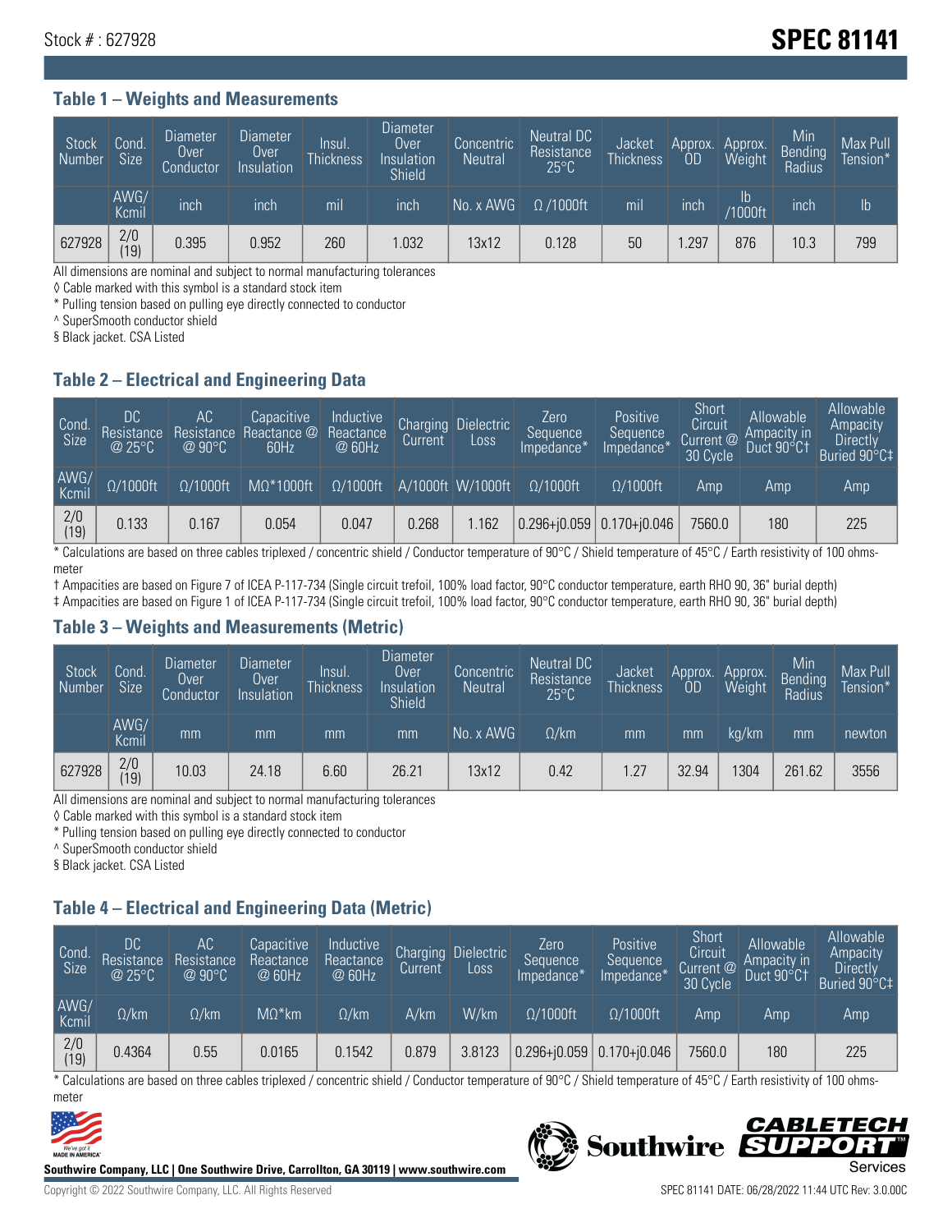Stock # : 627928

# SPEC 81141

## Table 1 – Weights and Measurements

| Stock Number | Cond. Size | Diameter Over Conductor | Diameter Over Insulation | Insul. Thickness | Diameter Over Insulation Shield | Concentric Neutral | Neutral DC Resistance 25°C | Jacket Thickness | Approx. OD | Approx. Weight | Min Bending Radius | Max Pull Tension* |
|---|---|---|---|---|---|---|---|---|---|---|---|---|
| | AWG/ Kcmil | inch | inch | mil | inch | No. x AWG | Ω /1000ft | mil | inch | lb /1000ft | inch | lb |
| 627928 | 2/0 (19) | 0.395 | 0.952 | 260 | 1.032 | 13x12 | 0.128 | 50 | 1.297 | 876 | 10.3 | 799 |

All dimensions are nominal and subject to normal manufacturing tolerances
◊ Cable marked with this symbol is a standard stock item
* Pulling tension based on pulling eye directly connected to conductor
^ SuperSmooth conductor shield
§ Black jacket. CSA Listed

## Table 2 – Electrical and Engineering Data

| Cond. Size | DC Resistance @ 25°C | AC Resistance @ 90°C | Capacitive Reactance @ 60Hz | Inductive Reactance @ 60Hz | Charging Current | Dielectric Loss | Zero Sequence Impedance* | Positive Sequence Impedance* | Short Circuit Current @ 30 Cycle | Allowable Ampacity in Duct 90°C† | Allowable Ampacity Directly Buried 90°C‡ |
|---|---|---|---|---|---|---|---|---|---|---|---|
| AWG/ Kcmil | Ω/1000ft | Ω/1000ft | MΩ*1000ft | Ω/1000ft | A/1000ft | W/1000ft | Ω/1000ft | Ω/1000ft | Amp | Amp | Amp |
| 2/0 (19) | 0.133 | 0.167 | 0.054 | 0.047 | 0.268 | 1.162 | 0.296+j0.059 | 0.170+j0.046 | 7560.0 | 180 | 225 |

* Calculations are based on three cables triplexed / concentric shield / Conductor temperature of 90°C / Shield temperature of 45°C / Earth resistivity of 100 ohms-meter
† Ampacities are based on Figure 7 of ICEA P-117-734 (Single circuit trefoil, 100% load factor, 90°C conductor temperature, earth RHO 90, 36" burial depth)
‡ Ampacities are based on Figure 1 of ICEA P-117-734 (Single circuit trefoil, 100% load factor, 90°C conductor temperature, earth RHO 90, 36" burial depth)

## Table 3 – Weights and Measurements (Metric)

| Stock Number | Cond. Size | Diameter Over Conductor | Diameter Over Insulation | Insul. Thickness | Diameter Over Insulation Shield | Concentric Neutral | Neutral DC Resistance 25°C | Jacket Thickness | Approx. OD | Approx. Weight | Min Bending Radius | Max Pull Tension* |
|---|---|---|---|---|---|---|---|---|---|---|---|---|
| | AWG/ Kcmil | mm | mm | mm | mm | No. x AWG | Ω/km | mm | mm | kg/km | mm | newton |
| 627928 | 2/0 (19) | 10.03 | 24.18 | 6.60 | 26.21 | 13x12 | 0.42 | 1.27 | 32.94 | 1304 | 261.62 | 3556 |

All dimensions are nominal and subject to normal manufacturing tolerances
◊ Cable marked with this symbol is a standard stock item
* Pulling tension based on pulling eye directly connected to conductor
^ SuperSmooth conductor shield
§ Black jacket. CSA Listed

## Table 4 – Electrical and Engineering Data (Metric)

| Cond. Size | DC Resistance @ 25°C | AC Resistance @ 90°C | Capacitive Reactance @ 60Hz | Inductive Reactance @ 60Hz | Charging Current | Dielectric Loss | Zero Sequence Impedance* | Positive Sequence Impedance* | Short Circuit Current @ 30 Cycle | Allowable Ampacity in Duct 90°C† | Allowable Ampacity Directly Buried 90°C‡ |
|---|---|---|---|---|---|---|---|---|---|---|---|
| AWG/ Kcmil | Ω/km | Ω/km | MΩ*km | Ω/km | A/km | W/km | Ω/1000ft | Ω/1000ft | Amp | Amp | Amp |
| 2/0 (19) | 0.4364 | 0.55 | 0.0165 | 0.1542 | 0.879 | 3.8123 | 0.296+j0.059 | 0.170+j0.046 | 7560.0 | 180 | 225 |

* Calculations are based on three cables triplexed / concentric shield / Conductor temperature of 90°C / Shield temperature of 45°C / Earth resistivity of 100 ohms-meter

Southwire Company, LLC | One Southwire Drive, Carrollton, GA 30119 | www.southwire.com

Copyright © 2022 Southwire Company, LLC. All Rights Reserved

SPEC 81141 DATE: 06/28/2022 11:44 UTC Rev: 3.0.00C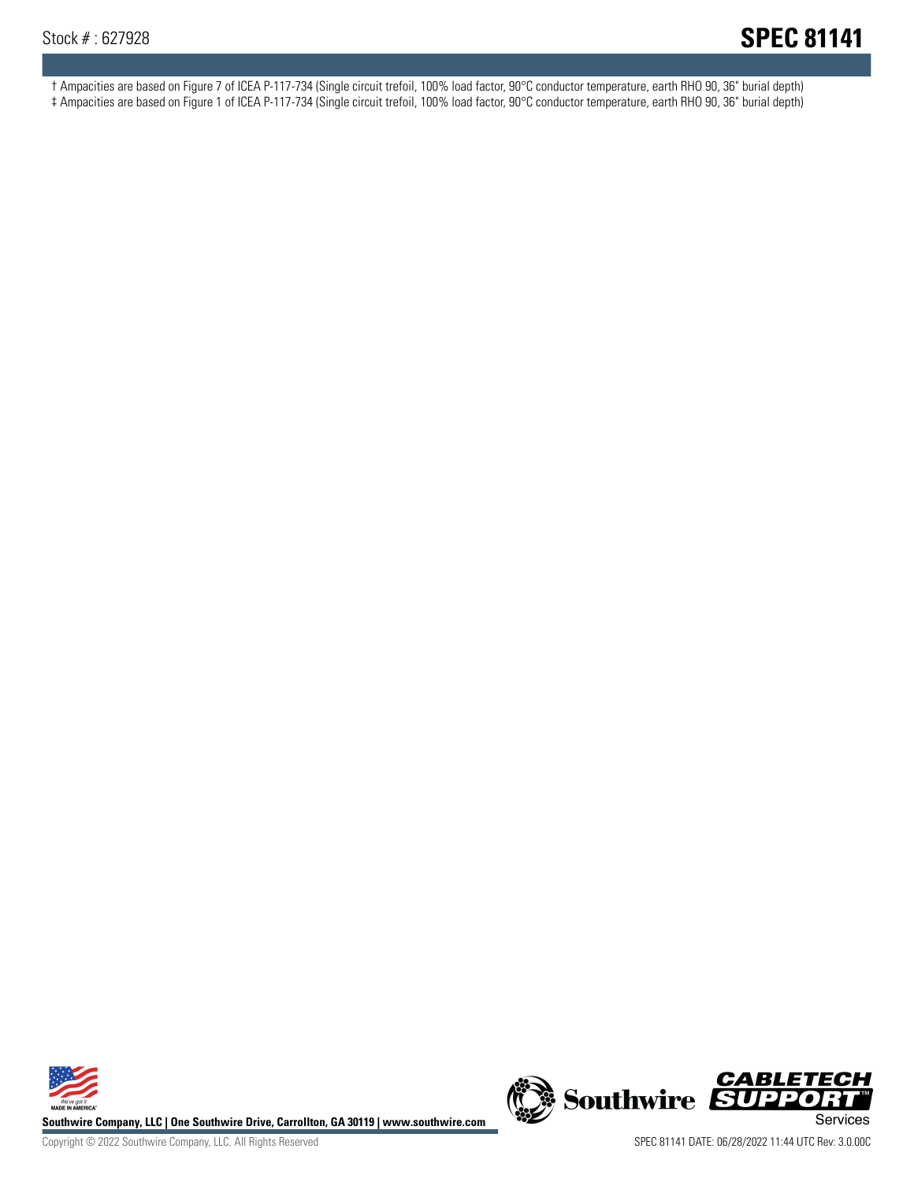† Ampacities are based on Figure 7 of ICEA P-117-734 (Single circuit trefoil, 100% load factor, 90°C conductor temperature, earth RHO 90, 36" burial depth)

‡ Ampacities are based on Figure 1 of ICEA P-117-734 (Single circuit trefoil, 100% load factor, 90°C conductor temperature, earth RHO 90, 36" burial depth)